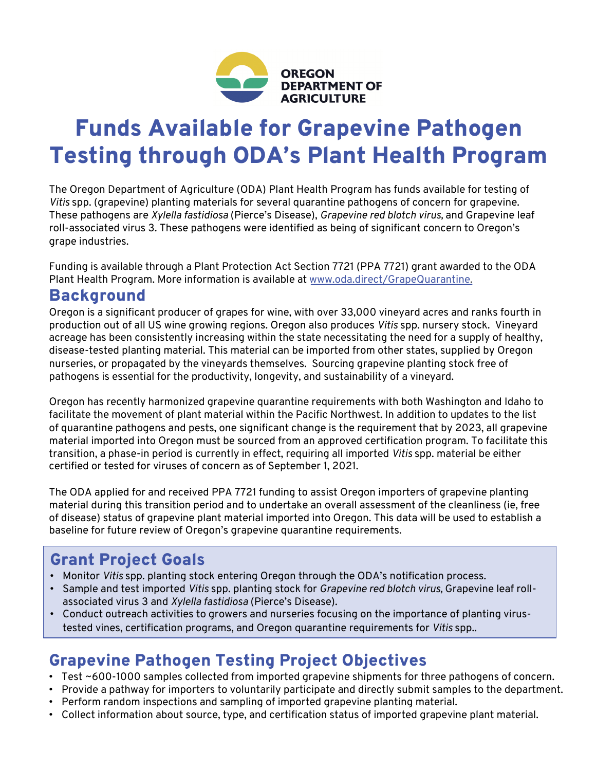OREGON DEPARTMENT OF AGRICULTURE

# Funds Available for Grapevine Pathogen Testing through ODA's Plant Health Program

The Oregon Department of Agriculture (ODA) Plant Health Program has funds available for testing of *Vitis* spp. (grapevine) planting materials for several quarantine pathogens of concern for grapevine. These pathogens are *Xylella fastidiosa* (Pierce's Disease), *Grapevine red blotch virus,* and Grapevine leaf roll-associated virus 3. These pathogens were identified as being of significant concern to Oregon's grape industries.

Funding is available through a Plant Protection Act Section 7721 (PPA 7721) grant awarded to the ODA Plant Health Program. More information is available at www.oda.direct/GrapeQuarantine.

## Background

Oregon is a significant producer of grapes for wine, with over 33,000 vineyard acres and ranks fourth in production out of all US wine growing regions. Oregon also produces *Vitis* spp. nursery stock. Vineyard acreage has been consistently increasing within the state necessitating the need for a supply of healthy, disease-tested planting material. This material can be imported from other states, supplied by Oregon nurseries, or propagated by the vineyards themselves. Sourcing grapevine planting stock free of pathogens is essential for the productivity, longevity, and sustainability of a vineyard.

Oregon has recently harmonized grapevine quarantine requirements with both Washington and Idaho to facilitate the movement of plant material within the Pacific Northwest. In addition to updates to the list of quarantine pathogens and pests, one significant change is the requirement that by 2023, all grapevine material imported into Oregon must be sourced from an approved certification program. To facilitate this transition, a phase-in period is currently in effect, requiring all imported *Vitis* spp. material be either certified or tested for viruses of concern as of September 1, 2021.

The ODA applied for and received PPA 7721 funding to assist Oregon importers of grapevine planting material during this transition period and to undertake an overall assessment of the cleanliness (ie, free of disease) status of grapevine plant material imported into Oregon. This data will be used to establish a baseline for future review of Oregon's grapevine quarantine requirements.

## Grant Project Goals

- Monitor *Vitis* spp. planting stock entering Oregon through the ODA's notification process.
- Sample and test imported *Vitis* spp. planting stock for *Grapevine red blotch virus,* Grapevine leaf roll-associated virus 3 and *Xylella fastidiosa* (Pierce's Disease).
- Conduct outreach activities to growers and nurseries focusing on the importance of planting virus-tested vines, certification programs, and Oregon quarantine requirements for *Vitis* spp..

## Grapevine Pathogen Testing Project Objectives

- Test ~600-1000 samples collected from imported grapevine shipments for three pathogens of concern.
- Provide a pathway for importers to voluntarily participate and directly submit samples to the department.
- Perform random inspections and sampling of imported grapevine planting material.
- Collect information about source, type, and certification status of imported grapevine plant material.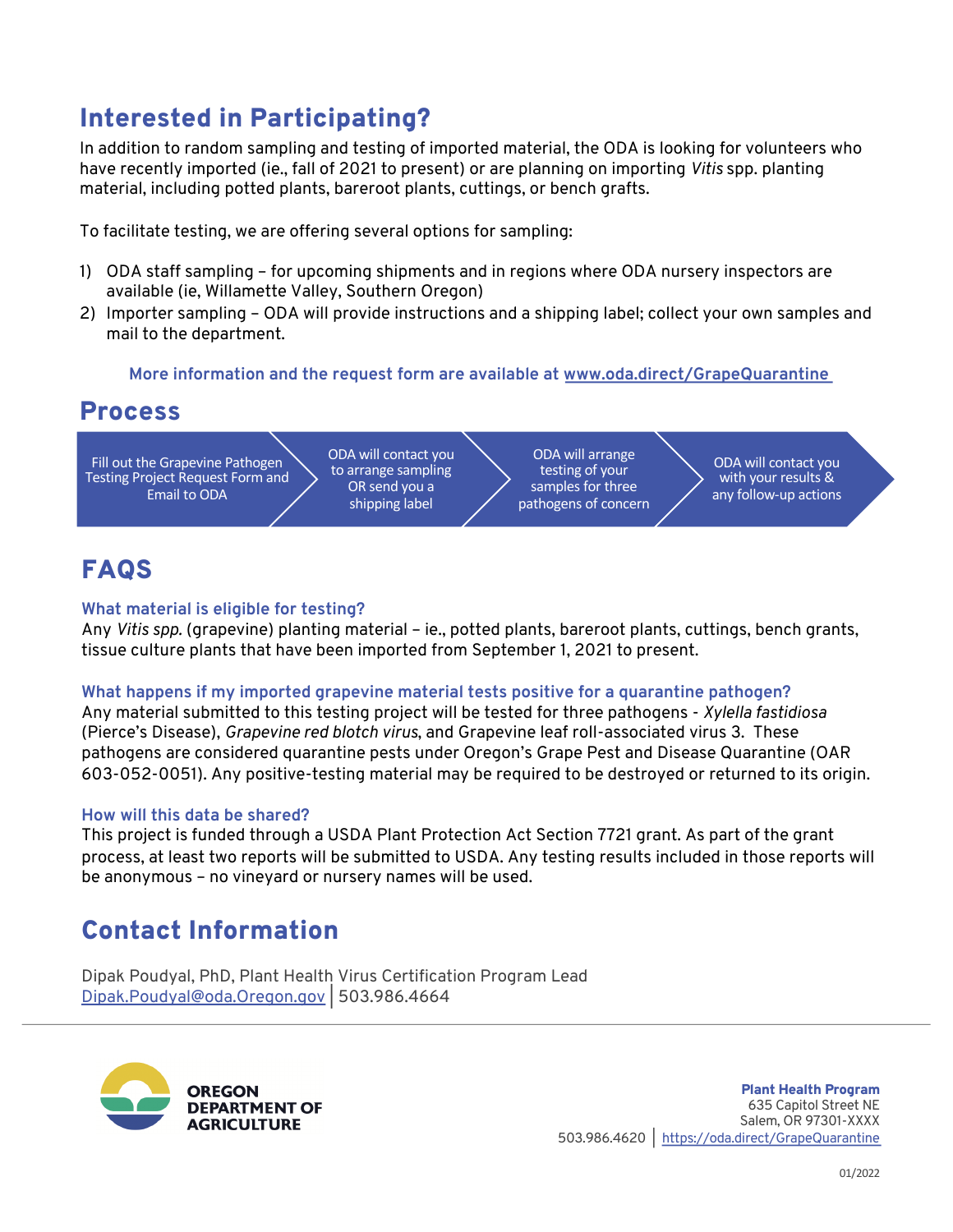## Interested in Participating?

In addition to random sampling and testing of imported material, the ODA is looking for volunteers who have recently imported (ie., fall of 2021 to present) or are planning on importing *Vitis* spp. planting material, including potted plants, bareroot plants, cuttings, or bench grafts.

To facilitate testing, we are offering several options for sampling:

1) ODA staff sampling – for upcoming shipments and in regions where ODA nursery inspectors are available (ie, Willamette Valley, Southern Oregon)
2) Importer sampling – ODA will provide instructions and a shipping label; collect your own samples and mail to the department.

**More information and the request form are available at [www.oda.direct/GrapeQuarantine](www.oda.direct/GrapeQuarantine)**

## Process

Fill out the Grapevine Pathogen Testing Project Request Form and Email to ODA → ODA will contact you to arrange sampling OR send you a shipping label → ODA will arrange testing of your samples for three pathogens of concern → ODA will contact you with your results & any follow-up actions

## FAQS

### What material is eligible for testing?

Any *Vitis spp.* (grapevine) planting material – ie., potted plants, bareroot plants, cuttings, bench grants, tissue culture plants that have been imported from September 1, 2021 to present.

### What happens if my imported grapevine material tests positive for a quarantine pathogen?

Any material submitted to this testing project will be tested for three pathogens - *Xylella fastidiosa* (Pierce's Disease), *Grapevine red blotch virus*, and Grapevine leaf roll-associated virus 3. These pathogens are considered quarantine pests under Oregon's Grape Pest and Disease Quarantine (OAR 603-052-0051). Any positive-testing material may be required to be destroyed or returned to its origin.

### How will this data be shared?

This project is funded through a USDA Plant Protection Act Section 7721 grant. As part of the grant process, at least two reports will be submitted to USDA. Any testing results included in those reports will be anonymous – no vineyard or nursery names will be used.

## Contact Information

Dipak Poudyal, PhD, Plant Health Virus Certification Program Lead
Dipak.Poudyal@oda.Oregon.gov | 503.986.4664

OREGON DEPARTMENT OF AGRICULTURE

**Plant Health Program**
635 Capitol Street NE
Salem, OR 97301-XXXX
503.986.4620 | https://oda.direct/GrapeQuarantine

01/2022